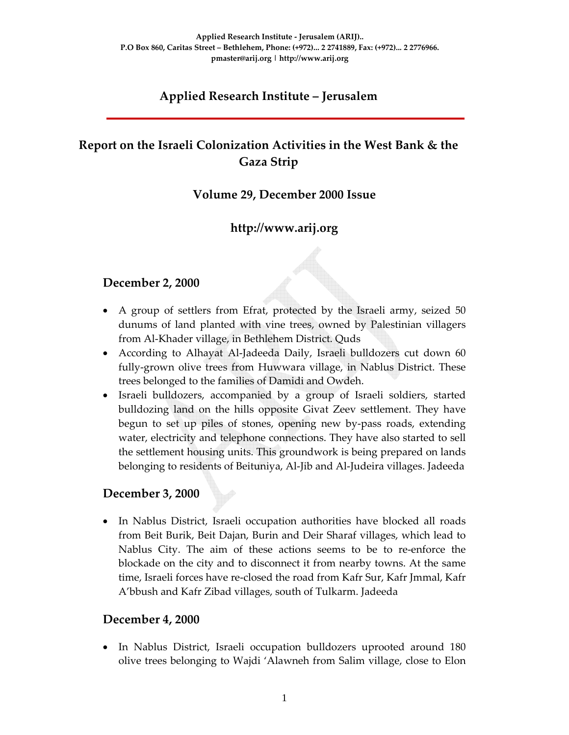Applied Research Institute - Jerusalem (ARIJ)..
P.O Box 860, Caritas Street – Bethlehem, Phone: (+972)... 2 2741889, Fax: (+972)... 2 2776966.
pmaster@arij.org | http://www.arij.org

# Applied Research Institute – Jerusalem

## Report on the Israeli Colonization Activities in the West Bank & the Gaza Strip

### Volume 29, December 2000 Issue

### http://www.arij.org

## December 2, 2000

- A group of settlers from Efrat, protected by the Israeli army, seized 50 dunums of land planted with vine trees, owned by Palestinian villagers from Al-Khader village, in Bethlehem District. Quds
- According to Alhayat Al-Jadeeda Daily, Israeli bulldozers cut down 60 fully-grown olive trees from Huwwara village, in Nablus District. These trees belonged to the families of Damidi and Owdeh.
- Israeli bulldozers, accompanied by a group of Israeli soldiers, started bulldozing land on the hills opposite Givat Zeev settlement. They have begun to set up piles of stones, opening new by-pass roads, extending water, electricity and telephone connections. They have also started to sell the settlement housing units. This groundwork is being prepared on lands belonging to residents of Beituniya, Al-Jib and Al-Judeira villages. Jadeeda

## December 3, 2000

- In Nablus District, Israeli occupation authorities have blocked all roads from Beit Burik, Beit Dajan, Burin and Deir Sharaf villages, which lead to Nablus City. The aim of these actions seems to be to re-enforce the blockade on the city and to disconnect it from nearby towns. At the same time, Israeli forces have re-closed the road from Kafr Sur, Kafr Jmmal, Kafr A'bbush and Kafr Zibad villages, south of Tulkarm. Jadeeda

## December 4, 2000

- In Nablus District, Israeli occupation bulldozers uprooted around 180 olive trees belonging to Wajdi 'Alawneh from Salim village, close to Elon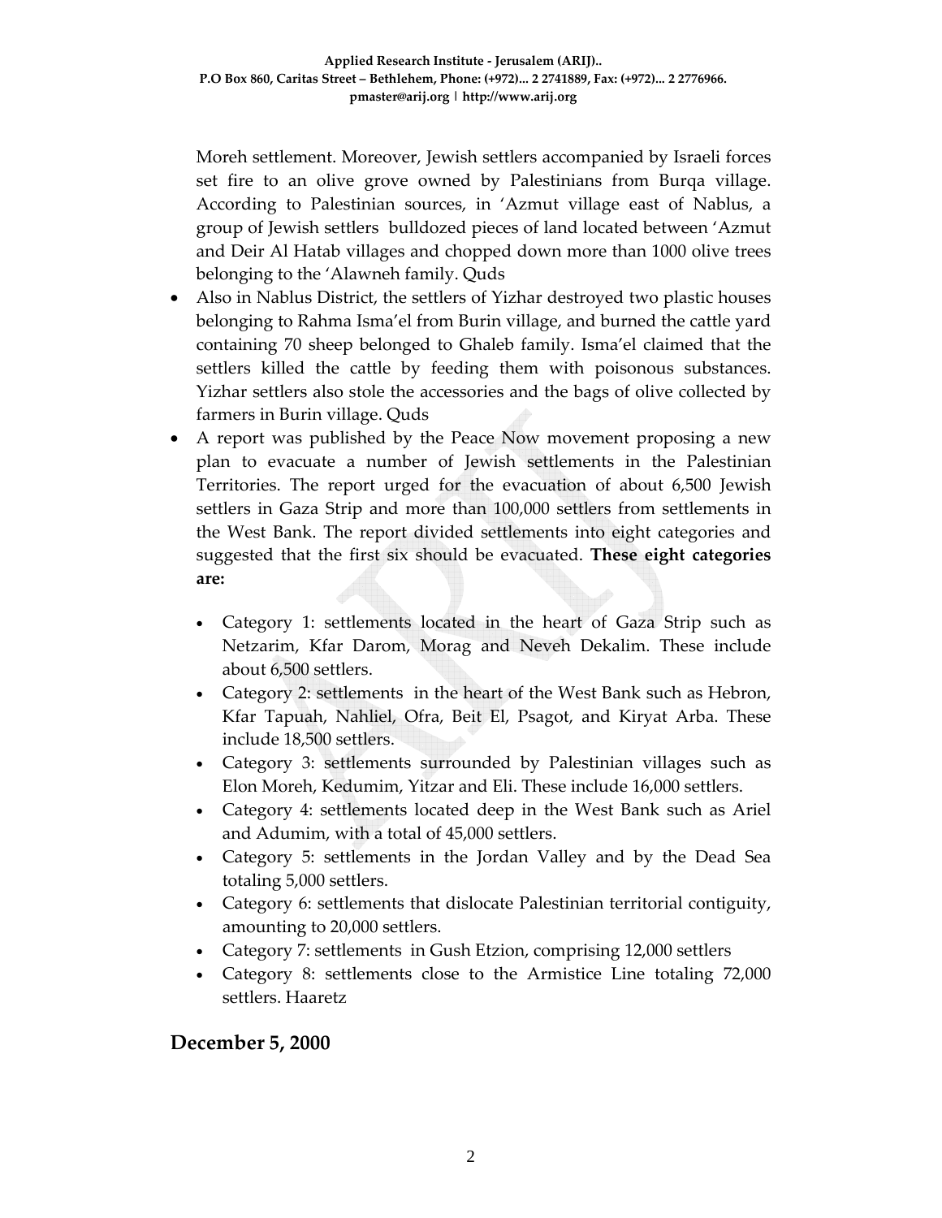Moreh settlement. Moreover, Jewish settlers accompanied by Israeli forces set fire to an olive grove owned by Palestinians from Burqa village. According to Palestinian sources, in 'Azmut village east of Nablus, a group of Jewish settlers bulldozed pieces of land located between 'Azmut and Deir Al Hatab villages and chopped down more than 1000 olive trees belonging to the 'Alawneh family. Quds

- Also in Nablus District, the settlers of Yizhar destroyed two plastic houses belonging to Rahma Isma'el from Burin village, and burned the cattle yard containing 70 sheep belonged to Ghaleb family. Isma'el claimed that the settlers killed the cattle by feeding them with poisonous substances. Yizhar settlers also stole the accessories and the bags of olive collected by farmers in Burin village. Quds
- A report was published by the Peace Now movement proposing a new plan to evacuate a number of Jewish settlements in the Palestinian Territories. The report urged for the evacuation of about 6,500 Jewish settlers in Gaza Strip and more than 100,000 settlers from settlements in the West Bank. The report divided settlements into eight categories and suggested that the first six should be evacuated. **These eight categories are:**

  - Category 1: settlements located in the heart of Gaza Strip such as Netzarim, Kfar Darom, Morag and Neveh Dekalim. These include about 6,500 settlers.
  - Category 2: settlements in the heart of the West Bank such as Hebron, Kfar Tapuah, Nahliel, Ofra, Beit El, Psagot, and Kiryat Arba. These include 18,500 settlers.
  - Category 3: settlements surrounded by Palestinian villages such as Elon Moreh, Kedumim, Yitzar and Eli. These include 16,000 settlers.
  - Category 4: settlements located deep in the West Bank such as Ariel and Adumim, with a total of 45,000 settlers.
  - Category 5: settlements in the Jordan Valley and by the Dead Sea totaling 5,000 settlers.
  - Category 6: settlements that dislocate Palestinian territorial contiguity, amounting to 20,000 settlers.
  - Category 7: settlements in Gush Etzion, comprising 12,000 settlers
  - Category 8: settlements close to the Armistice Line totaling 72,000 settlers. Haaretz

## December 5, 2000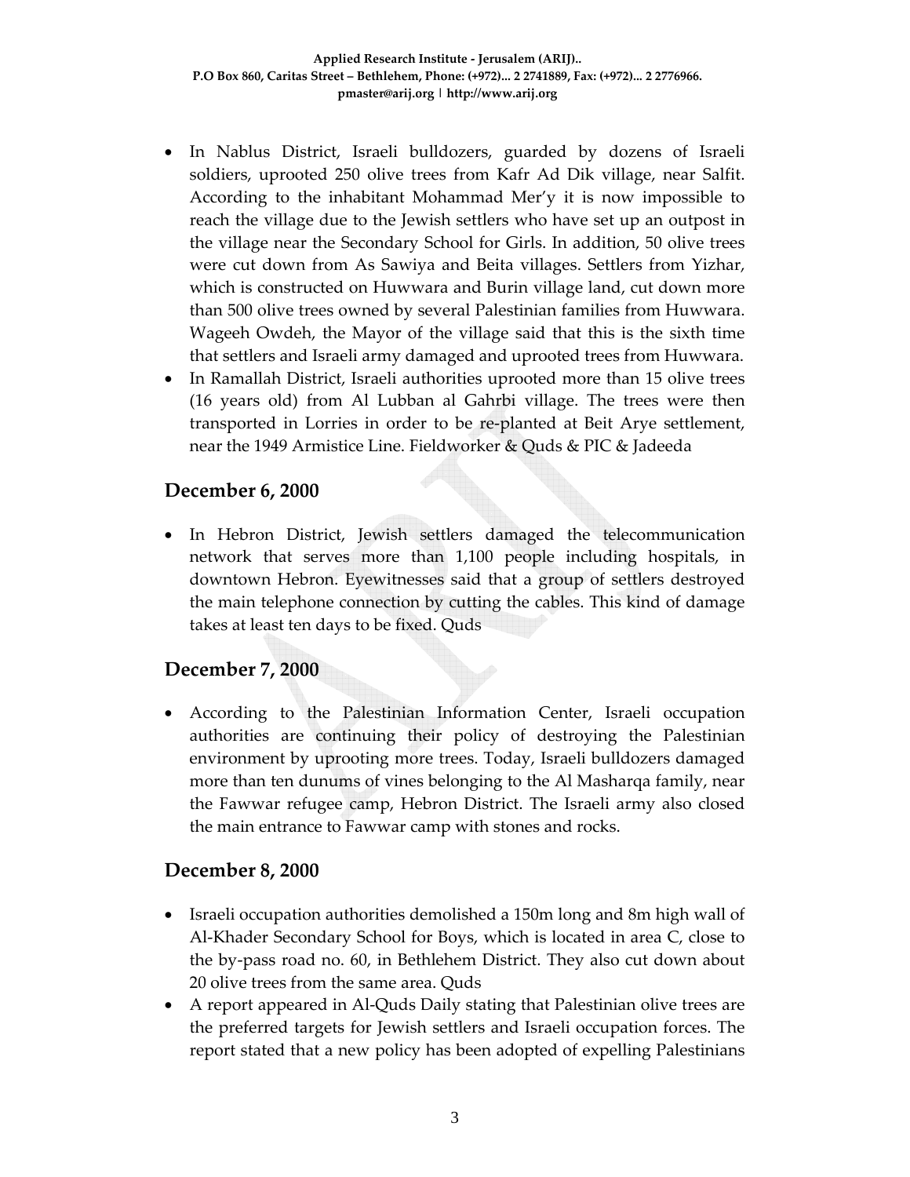- In Nablus District, Israeli bulldozers, guarded by dozens of Israeli soldiers, uprooted 250 olive trees from Kafr Ad Dik village, near Salfit. According to the inhabitant Mohammad Mer'y it is now impossible to reach the village due to the Jewish settlers who have set up an outpost in the village near the Secondary School for Girls. In addition, 50 olive trees were cut down from As Sawiya and Beita villages. Settlers from Yizhar, which is constructed on Huwwara and Burin village land, cut down more than 500 olive trees owned by several Palestinian families from Huwwara. Wageeh Owdeh, the Mayor of the village said that this is the sixth time that settlers and Israeli army damaged and uprooted trees from Huwwara.
- In Ramallah District, Israeli authorities uprooted more than 15 olive trees (16 years old) from Al Lubban al Gahrbi village. The trees were then transported in Lorries in order to be re-planted at Beit Arye settlement, near the 1949 Armistice Line. Fieldworker & Quds & PIC & Jadeeda

## December 6, 2000

- In Hebron District, Jewish settlers damaged the telecommunication network that serves more than 1,100 people including hospitals, in downtown Hebron. Eyewitnesses said that a group of settlers destroyed the main telephone connection by cutting the cables. This kind of damage takes at least ten days to be fixed. Quds

## December 7, 2000

- According to the Palestinian Information Center, Israeli occupation authorities are continuing their policy of destroying the Palestinian environment by uprooting more trees. Today, Israeli bulldozers damaged more than ten dunums of vines belonging to the Al Masharqa family, near the Fawwar refugee camp, Hebron District. The Israeli army also closed the main entrance to Fawwar camp with stones and rocks.

## December 8, 2000

- Israeli occupation authorities demolished a 150m long and 8m high wall of Al-Khader Secondary School for Boys, which is located in area C, close to the by-pass road no. 60, in Bethlehem District. They also cut down about 20 olive trees from the same area. Quds
- A report appeared in Al-Quds Daily stating that Palestinian olive trees are the preferred targets for Jewish settlers and Israeli occupation forces. The report stated that a new policy has been adopted of expelling Palestinians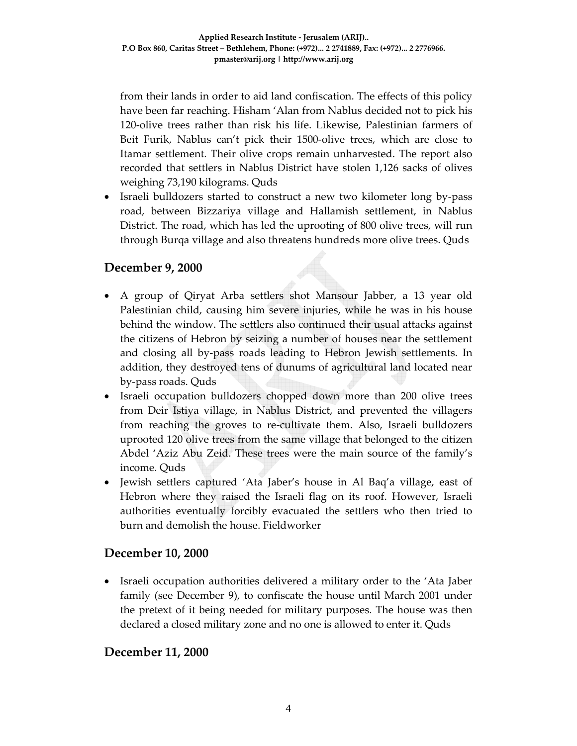from their lands in order to aid land confiscation. The effects of this policy have been far reaching. Hisham 'Alan from Nablus decided not to pick his 120-olive trees rather than risk his life. Likewise, Palestinian farmers of Beit Furik, Nablus can't pick their 1500-olive trees, which are close to Itamar settlement. Their olive crops remain unharvested. The report also recorded that settlers in Nablus District have stolen 1,126 sacks of olives weighing 73,190 kilograms. Quds

- Israeli bulldozers started to construct a new two kilometer long by-pass road, between Bizzariya village and Hallamish settlement, in Nablus District. The road, which has led the uprooting of 800 olive trees, will run through Burqa village and also threatens hundreds more olive trees. Quds

## December 9, 2000

- A group of Qiryat Arba settlers shot Mansour Jabber, a 13 year old Palestinian child, causing him severe injuries, while he was in his house behind the window. The settlers also continued their usual attacks against the citizens of Hebron by seizing a number of houses near the settlement and closing all by-pass roads leading to Hebron Jewish settlements. In addition, they destroyed tens of dunums of agricultural land located near by-pass roads. Quds
- Israeli occupation bulldozers chopped down more than 200 olive trees from Deir Istiya village, in Nablus District, and prevented the villagers from reaching the groves to re-cultivate them. Also, Israeli bulldozers uprooted 120 olive trees from the same village that belonged to the citizen Abdel 'Aziz Abu Zeid. These trees were the main source of the family's income. Quds
- Jewish settlers captured 'Ata Jaber's house in Al Baq'a village, east of Hebron where they raised the Israeli flag on its roof. However, Israeli authorities eventually forcibly evacuated the settlers who then tried to burn and demolish the house. Fieldworker

## December 10, 2000

- Israeli occupation authorities delivered a military order to the 'Ata Jaber family (see December 9), to confiscate the house until March 2001 under the pretext of it being needed for military purposes. The house was then declared a closed military zone and no one is allowed to enter it. Quds

## December 11, 2000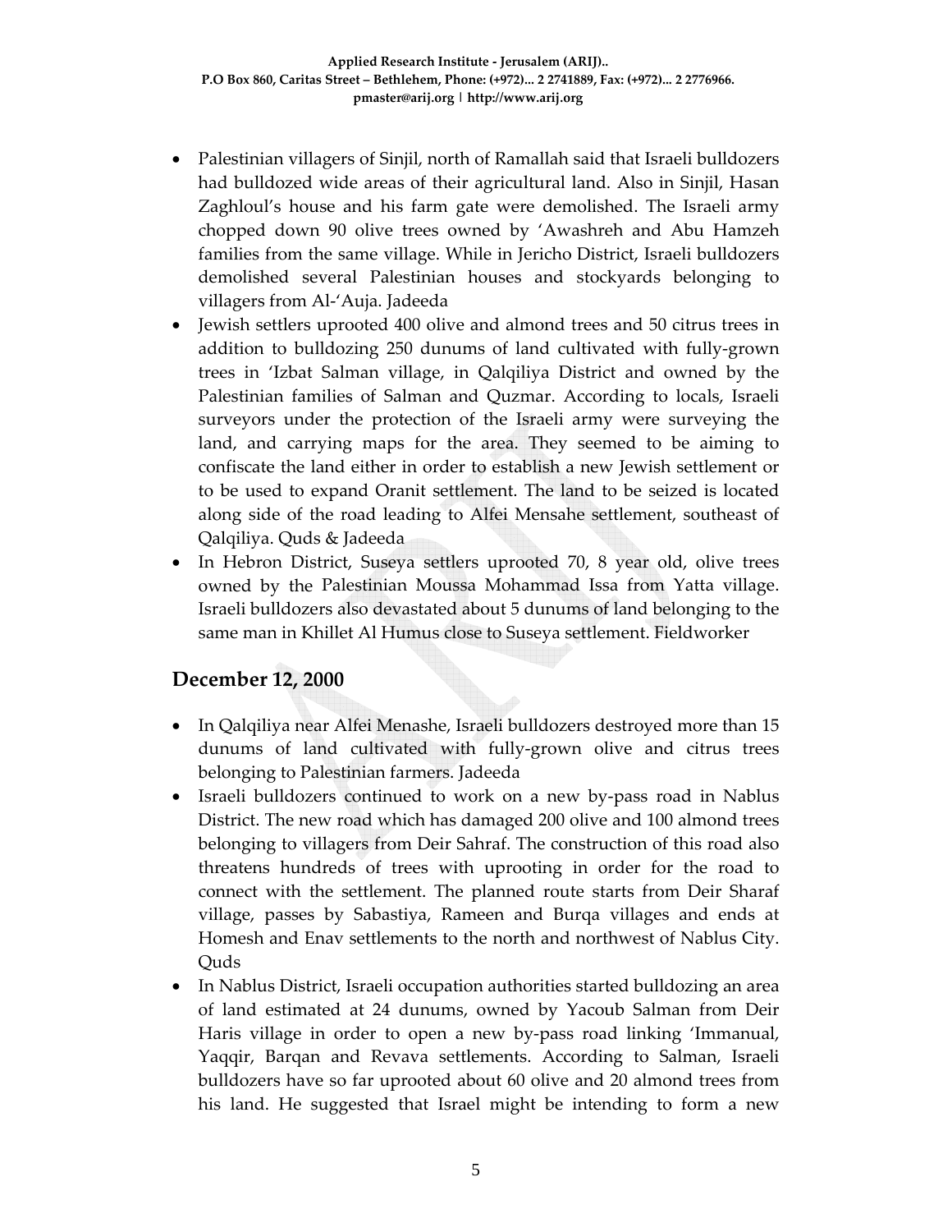- Palestinian villagers of Sinjil, north of Ramallah said that Israeli bulldozers had bulldozed wide areas of their agricultural land. Also in Sinjil, Hasan Zaghloul's house and his farm gate were demolished. The Israeli army chopped down 90 olive trees owned by 'Awashreh and Abu Hamzeh families from the same village. While in Jericho District, Israeli bulldozers demolished several Palestinian houses and stockyards belonging to villagers from Al-'Auja. Jadeeda
- Jewish settlers uprooted 400 olive and almond trees and 50 citrus trees in addition to bulldozing 250 dunums of land cultivated with fully-grown trees in 'Izbat Salman village, in Qalqiliya District and owned by the Palestinian families of Salman and Quzmar. According to locals, Israeli surveyors under the protection of the Israeli army were surveying the land, and carrying maps for the area. They seemed to be aiming to confiscate the land either in order to establish a new Jewish settlement or to be used to expand Oranit settlement. The land to be seized is located along side of the road leading to Alfei Mensahe settlement, southeast of Qalqiliya. Quds & Jadeeda
- In Hebron District, Suseya settlers uprooted 70, 8 year old, olive trees owned by the Palestinian Moussa Mohammad Issa from Yatta village. Israeli bulldozers also devastated about 5 dunums of land belonging to the same man in Khillet Al Humus close to Suseya settlement. Fieldworker

## December 12, 2000

- In Qalqiliya near Alfei Menashe, Israeli bulldozers destroyed more than 15 dunums of land cultivated with fully-grown olive and citrus trees belonging to Palestinian farmers. Jadeeda
- Israeli bulldozers continued to work on a new by-pass road in Nablus District. The new road which has damaged 200 olive and 100 almond trees belonging to villagers from Deir Sahraf. The construction of this road also threatens hundreds of trees with uprooting in order for the road to connect with the settlement. The planned route starts from Deir Sharaf village, passes by Sabastiya, Rameen and Burqa villages and ends at Homesh and Enav settlements to the north and northwest of Nablus City. Quds
- In Nablus District, Israeli occupation authorities started bulldozing an area of land estimated at 24 dunums, owned by Yacoub Salman from Deir Haris village in order to open a new by-pass road linking 'Immanual, Yaqqir, Barqan and Revava settlements. According to Salman, Israeli bulldozers have so far uprooted about 60 olive and 20 almond trees from his land. He suggested that Israel might be intending to form a new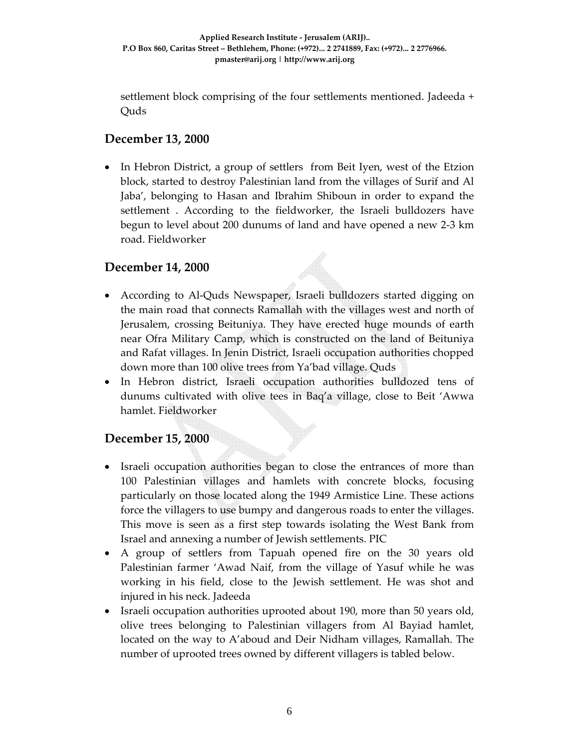settlement block comprising of the four settlements mentioned. Jadeeda + Quds

## December 13, 2000

- In Hebron District, a group of settlers from Beit Iyen, west of the Etzion block, started to destroy Palestinian land from the villages of Surif and Al Jaba', belonging to Hasan and Ibrahim Shiboun in order to expand the settlement . According to the fieldworker, the Israeli bulldozers have begun to level about 200 dunums of land and have opened a new 2-3 km road. Fieldworker

## December 14, 2000

- According to Al-Quds Newspaper, Israeli bulldozers started digging on the main road that connects Ramallah with the villages west and north of Jerusalem, crossing Beituniya. They have erected huge mounds of earth near Ofra Military Camp, which is constructed on the land of Beituniya and Rafat villages. In Jenin District, Israeli occupation authorities chopped down more than 100 olive trees from Ya'bad village. Quds
- In Hebron district, Israeli occupation authorities bulldozed tens of dunums cultivated with olive tees in Baq'a village, close to Beit 'Awwa hamlet. Fieldworker

## December 15, 2000

- Israeli occupation authorities began to close the entrances of more than 100 Palestinian villages and hamlets with concrete blocks, focusing particularly on those located along the 1949 Armistice Line. These actions force the villagers to use bumpy and dangerous roads to enter the villages. This move is seen as a first step towards isolating the West Bank from Israel and annexing a number of Jewish settlements. PIC
- A group of settlers from Tapuah opened fire on the 30 years old Palestinian farmer 'Awad Naif, from the village of Yasuf while he was working in his field, close to the Jewish settlement. He was shot and injured in his neck. Jadeeda
- Israeli occupation authorities uprooted about 190, more than 50 years old, olive trees belonging to Palestinian villagers from Al Bayiad hamlet, located on the way to A'aboud and Deir Nidham villages, Ramallah. The number of uprooted trees owned by different villagers is tabled below.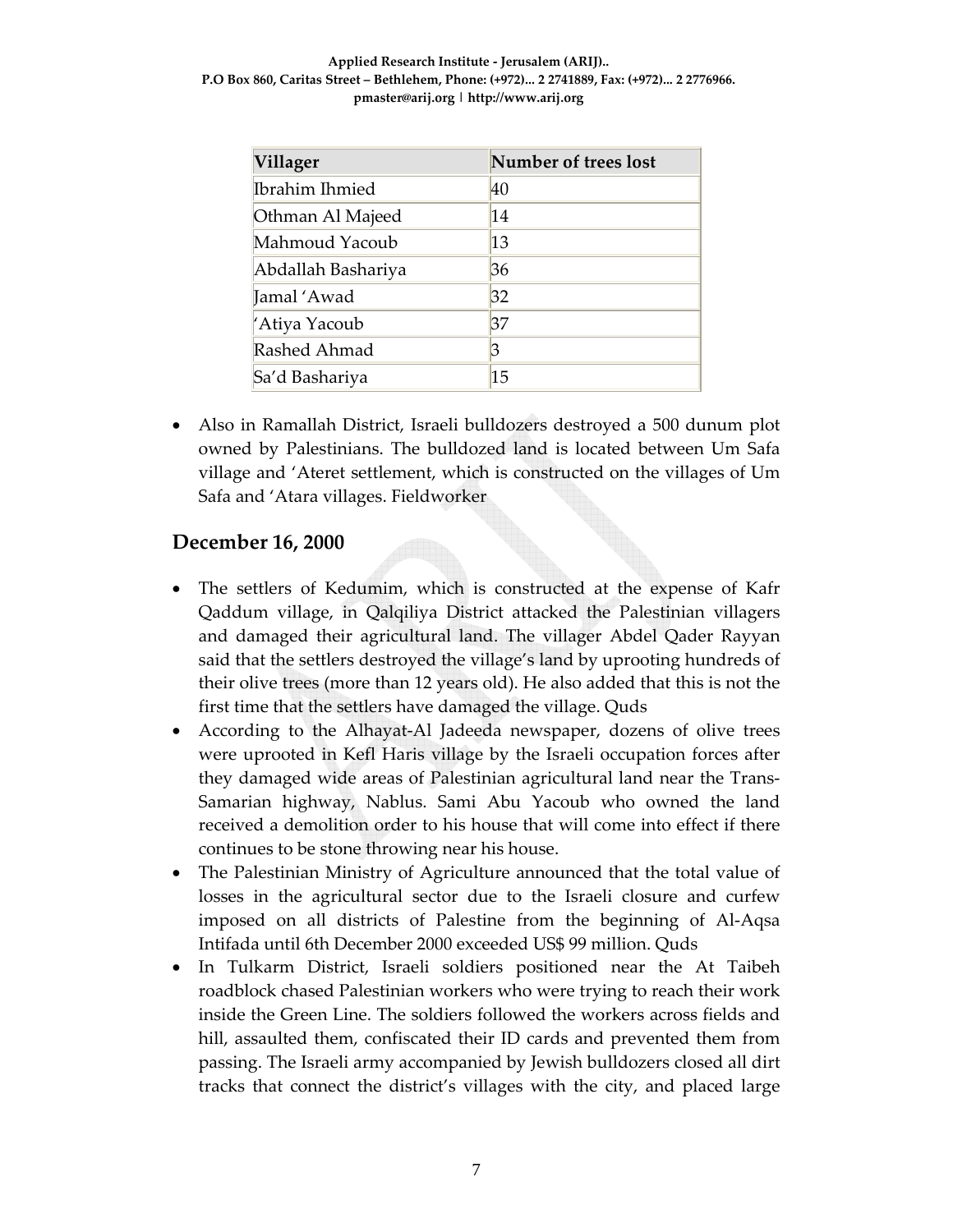| Villager | Number of trees lost |
| --- | --- |
| Ibrahim Ihmied | 40 |
| Othman Al Majeed | 14 |
| Mahmoud Yacoub | 13 |
| Abdallah Bashariya | 36 |
| Jamal 'Awad | 32 |
| 'Atiya Yacoub | 37 |
| Rashed Ahmad | 3 |
| Sa'd Bashariya | 15 |

- Also in Ramallah District, Israeli bulldozers destroyed a 500 dunum plot owned by Palestinians. The bulldozed land is located between Um Safa village and 'Ateret settlement, which is constructed on the villages of Um Safa and 'Atara villages. Fieldworker

## December 16, 2000

- The settlers of Kedumim, which is constructed at the expense of Kafr Qaddum village, in Qalqiliya District attacked the Palestinian villagers and damaged their agricultural land. The villager Abdel Qader Rayyan said that the settlers destroyed the village's land by uprooting hundreds of their olive trees (more than 12 years old). He also added that this is not the first time that the settlers have damaged the village. Quds
- According to the Alhayat-Al Jadeeda newspaper, dozens of olive trees were uprooted in Kefl Haris village by the Israeli occupation forces after they damaged wide areas of Palestinian agricultural land near the Trans-Samarian highway, Nablus. Sami Abu Yacoub who owned the land received a demolition order to his house that will come into effect if there continues to be stone throwing near his house.
- The Palestinian Ministry of Agriculture announced that the total value of losses in the agricultural sector due to the Israeli closure and curfew imposed on all districts of Palestine from the beginning of Al-Aqsa Intifada until 6th December 2000 exceeded US$ 99 million. Quds
- In Tulkarm District, Israeli soldiers positioned near the At Taibeh roadblock chased Palestinian workers who were trying to reach their work inside the Green Line. The soldiers followed the workers across fields and hill, assaulted them, confiscated their ID cards and prevented them from passing. The Israeli army accompanied by Jewish bulldozers closed all dirt tracks that connect the district's villages with the city, and placed large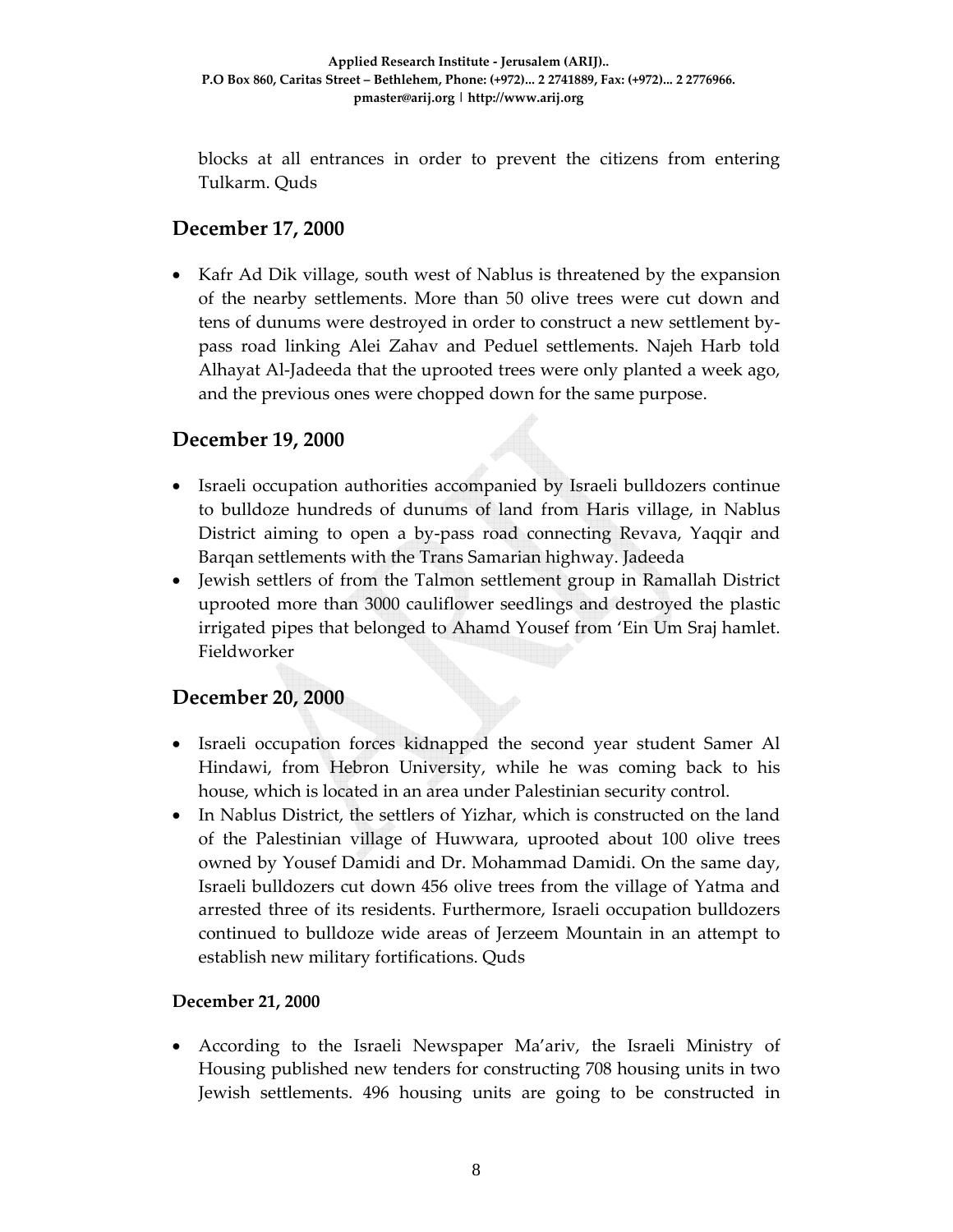blocks at all entrances in order to prevent the citizens from entering Tulkarm. Quds

## December 17, 2000

- Kafr Ad Dik village, south west of Nablus is threatened by the expansion of the nearby settlements. More than 50 olive trees were cut down and tens of dunums were destroyed in order to construct a new settlement by-pass road linking Alei Zahav and Peduel settlements. Najeh Harb told Alhayat Al-Jadeeda that the uprooted trees were only planted a week ago, and the previous ones were chopped down for the same purpose.

## December 19, 2000

- Israeli occupation authorities accompanied by Israeli bulldozers continue to bulldoze hundreds of dunums of land from Haris village, in Nablus District aiming to open a by-pass road connecting Revava, Yaqqir and Barqan settlements with the Trans Samarian highway. Jadeeda
- Jewish settlers of from the Talmon settlement group in Ramallah District uprooted more than 3000 cauliflower seedlings and destroyed the plastic irrigated pipes that belonged to Ahamd Yousef from 'Ein Um Sraj hamlet. Fieldworker

## December 20, 2000

- Israeli occupation forces kidnapped the second year student Samer Al Hindawi, from Hebron University, while he was coming back to his house, which is located in an area under Palestinian security control.
- In Nablus District, the settlers of Yizhar, which is constructed on the land of the Palestinian village of Huwwara, uprooted about 100 olive trees owned by Yousef Damidi and Dr. Mohammad Damidi. On the same day, Israeli bulldozers cut down 456 olive trees from the village of Yatma and arrested three of its residents. Furthermore, Israeli occupation bulldozers continued to bulldoze wide areas of Jerzeem Mountain in an attempt to establish new military fortifications. Quds

### December 21, 2000

- According to the Israeli Newspaper Ma'ariv, the Israeli Ministry of Housing published new tenders for constructing 708 housing units in two Jewish settlements. 496 housing units are going to be constructed in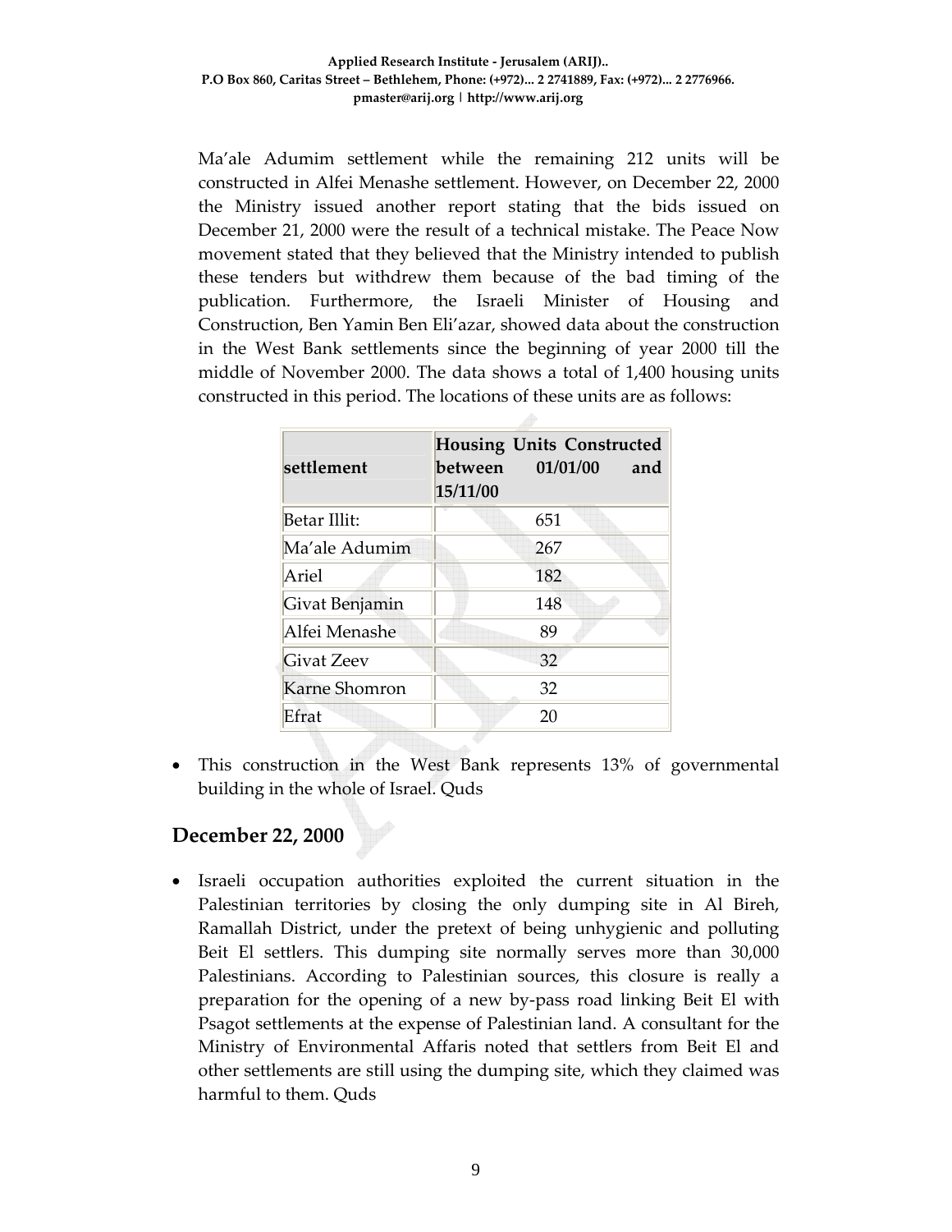Ma'ale Adumim settlement while the remaining 212 units will be constructed in Alfei Menashe settlement. However, on December 22, 2000 the Ministry issued another report stating that the bids issued on December 21, 2000 were the result of a technical mistake. The Peace Now movement stated that they believed that the Ministry intended to publish these tenders but withdrew them because of the bad timing of the publication. Furthermore, the Israeli Minister of Housing and Construction, Ben Yamin Ben Eli'azar, showed data about the construction in the West Bank settlements since the beginning of year 2000 till the middle of November 2000. The data shows a total of 1,400 housing units constructed in this period. The locations of these units are as follows:

| settlement | Housing Units Constructed between 01/01/00 and 15/11/00 |
|---|---|
| Betar Illit: | 651 |
| Ma'ale Adumim | 267 |
| Ariel | 182 |
| Givat Benjamin | 148 |
| Alfei Menashe | 89 |
| Givat Zeev | 32 |
| Karne Shomron | 32 |
| Efrat | 20 |

- This construction in the West Bank represents 13% of governmental building in the whole of Israel. Quds

## December 22, 2000

- Israeli occupation authorities exploited the current situation in the Palestinian territories by closing the only dumping site in Al Bireh, Ramallah District, under the pretext of being unhygienic and polluting Beit El settlers. This dumping site normally serves more than 30,000 Palestinians. According to Palestinian sources, this closure is really a preparation for the opening of a new by-pass road linking Beit El with Psagot settlements at the expense of Palestinian land. A consultant for the Ministry of Environmental Affaris noted that settlers from Beit El and other settlements are still using the dumping site, which they claimed was harmful to them. Quds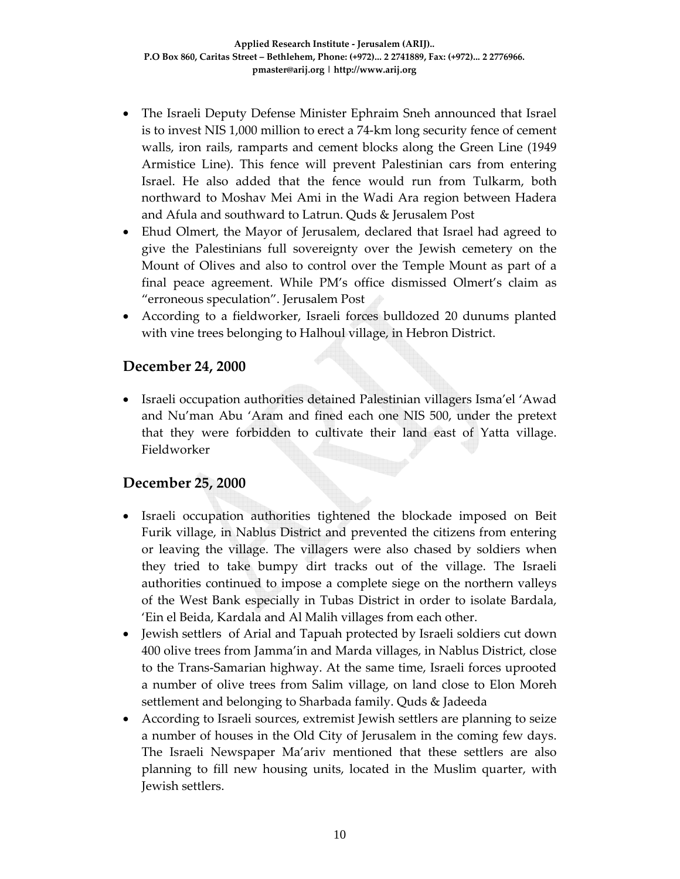- The Israeli Deputy Defense Minister Ephraim Sneh announced that Israel is to invest NIS 1,000 million to erect a 74-km long security fence of cement walls, iron rails, ramparts and cement blocks along the Green Line (1949 Armistice Line). This fence will prevent Palestinian cars from entering Israel. He also added that the fence would run from Tulkarm, both northward to Moshav Mei Ami in the Wadi Ara region between Hadera and Afula and southward to Latrun. Quds & Jerusalem Post
- Ehud Olmert, the Mayor of Jerusalem, declared that Israel had agreed to give the Palestinians full sovereignty over the Jewish cemetery on the Mount of Olives and also to control over the Temple Mount as part of a final peace agreement. While PM's office dismissed Olmert's claim as "erroneous speculation". Jerusalem Post
- According to a fieldworker, Israeli forces bulldozed 20 dunums planted with vine trees belonging to Halhoul village, in Hebron District.

## December 24, 2000

- Israeli occupation authorities detained Palestinian villagers Isma'el 'Awad and Nu'man Abu 'Aram and fined each one NIS 500, under the pretext that they were forbidden to cultivate their land east of Yatta village. Fieldworker

## December 25, 2000

- Israeli occupation authorities tightened the blockade imposed on Beit Furik village, in Nablus District and prevented the citizens from entering or leaving the village. The villagers were also chased by soldiers when they tried to take bumpy dirt tracks out of the village. The Israeli authorities continued to impose a complete siege on the northern valleys of the West Bank especially in Tubas District in order to isolate Bardala, 'Ein el Beida, Kardala and Al Malih villages from each other.
- Jewish settlers of Arial and Tapuah protected by Israeli soldiers cut down 400 olive trees from Jamma'in and Marda villages, in Nablus District, close to the Trans-Samarian highway. At the same time, Israeli forces uprooted a number of olive trees from Salim village, on land close to Elon Moreh settlement and belonging to Sharbada family. Quds & Jadeeda
- According to Israeli sources, extremist Jewish settlers are planning to seize a number of houses in the Old City of Jerusalem in the coming few days. The Israeli Newspaper Ma'ariv mentioned that these settlers are also planning to fill new housing units, located in the Muslim quarter, with Jewish settlers.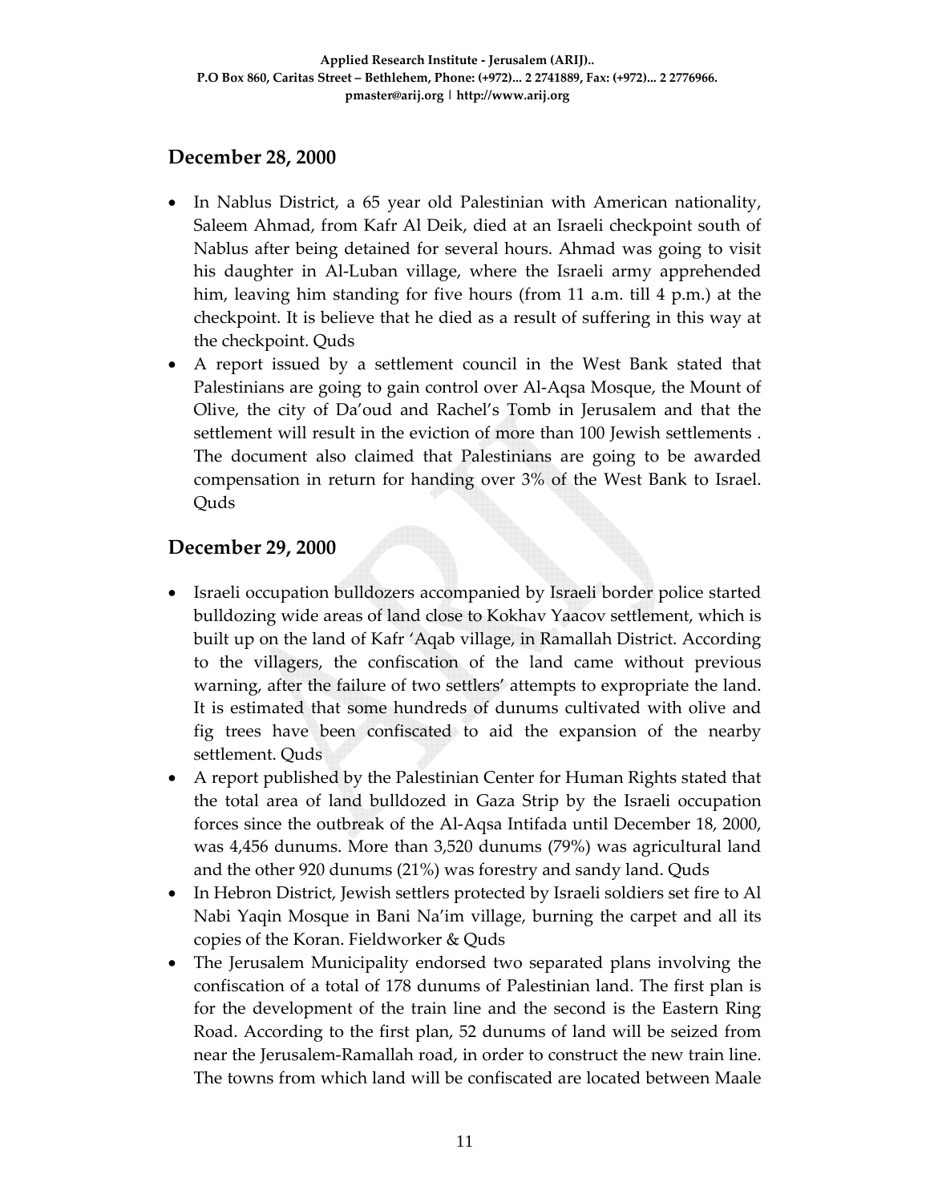## December 28, 2000

- In Nablus District, a 65 year old Palestinian with American nationality, Saleem Ahmad, from Kafr Al Deik, died at an Israeli checkpoint south of Nablus after being detained for several hours. Ahmad was going to visit his daughter in Al-Luban village, where the Israeli army apprehended him, leaving him standing for five hours (from 11 a.m. till 4 p.m.) at the checkpoint. It is believe that he died as a result of suffering in this way at the checkpoint. Quds
- A report issued by a settlement council in the West Bank stated that Palestinians are going to gain control over Al-Aqsa Mosque, the Mount of Olive, the city of Da'oud and Rachel's Tomb in Jerusalem and that the settlement will result in the eviction of more than 100 Jewish settlements . The document also claimed that Palestinians are going to be awarded compensation in return for handing over 3% of the West Bank to Israel. Quds

## December 29, 2000

- Israeli occupation bulldozers accompanied by Israeli border police started bulldozing wide areas of land close to Kokhav Yaacov settlement, which is built up on the land of Kafr 'Aqab village, in Ramallah District. According to the villagers, the confiscation of the land came without previous warning, after the failure of two settlers' attempts to expropriate the land. It is estimated that some hundreds of dunums cultivated with olive and fig trees have been confiscated to aid the expansion of the nearby settlement. Quds
- A report published by the Palestinian Center for Human Rights stated that the total area of land bulldozed in Gaza Strip by the Israeli occupation forces since the outbreak of the Al-Aqsa Intifada until December 18, 2000, was 4,456 dunums. More than 3,520 dunums (79%) was agricultural land and the other 920 dunums (21%) was forestry and sandy land. Quds
- In Hebron District, Jewish settlers protected by Israeli soldiers set fire to Al Nabi Yaqin Mosque in Bani Na'im village, burning the carpet and all its copies of the Koran. Fieldworker & Quds
- The Jerusalem Municipality endorsed two separated plans involving the confiscation of a total of 178 dunums of Palestinian land. The first plan is for the development of the train line and the second is the Eastern Ring Road. According to the first plan, 52 dunums of land will be seized from near the Jerusalem-Ramallah road, in order to construct the new train line. The towns from which land will be confiscated are located between Maale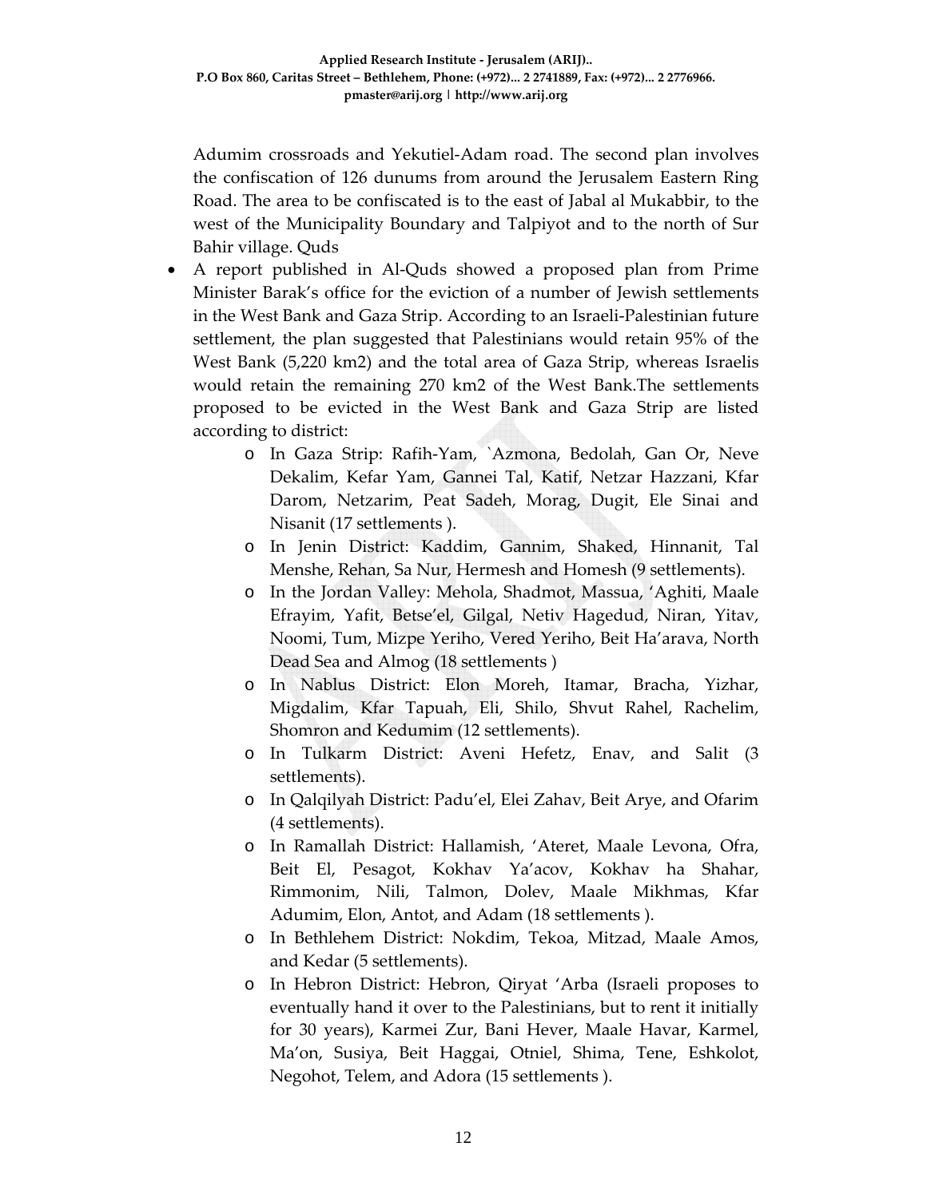Adumim crossroads and Yekutiel-Adam road. The second plan involves the confiscation of 126 dunums from around the Jerusalem Eastern Ring Road. The area to be confiscated is to the east of Jabal al Mukabbir, to the west of the Municipality Boundary and Talpiyot and to the north of Sur Bahir village. Quds

- A report published in Al-Quds showed a proposed plan from Prime Minister Barak's office for the eviction of a number of Jewish settlements in the West Bank and Gaza Strip. According to an Israeli-Palestinian future settlement, the plan suggested that Palestinians would retain 95% of the West Bank (5,220 km2) and the total area of Gaza Strip, whereas Israelis would retain the remaining 270 km2 of the West Bank.The settlements proposed to be evicted in the West Bank and Gaza Strip are listed according to district:
    - In Gaza Strip: Rafih-Yam, `Azmona, Bedolah, Gan Or, Neve Dekalim, Kefar Yam, Gannei Tal, Katif, Netzar Hazzani, Kfar Darom, Netzarim, Peat Sadeh, Morag, Dugit, Ele Sinai and Nisanit (17 settlements ).
    - In Jenin District: Kaddim, Gannim, Shaked, Hinnanit, Tal Menshe, Rehan, Sa Nur, Hermesh and Homesh (9 settlements).
    - In the Jordan Valley: Mehola, Shadmot, Massua, 'Aghiti, Maale Efrayim, Yafit, Betse'el, Gilgal, Netiv Hagedud, Niran, Yitav, Noomi, Tum, Mizpe Yeriho, Vered Yeriho, Beit Ha'arava, North Dead Sea and Almog (18 settlements )
    - In Nablus District: Elon Moreh, Itamar, Bracha, Yizhar, Migdalim, Kfar Tapuah, Eli, Shilo, Shvut Rahel, Rachelim, Shomron and Kedumim (12 settlements).
    - In Tulkarm District: Aveni Hefetz, Enav, and Salit (3 settlements).
    - In Qalqilyah District: Padu'el, Elei Zahav, Beit Arye, and Ofarim (4 settlements).
    - In Ramallah District: Hallamish, 'Ateret, Maale Levona, Ofra, Beit El, Pesagot, Kokhav Ya'acov, Kokhav ha Shahar, Rimmonim, Nili, Talmon, Dolev, Maale Mikhmas, Kfar Adumim, Elon, Antot, and Adam (18 settlements ).
    - In Bethlehem District: Nokdim, Tekoa, Mitzad, Maale Amos, and Kedar (5 settlements).
    - In Hebron District: Hebron, Qiryat 'Arba (Israeli proposes to eventually hand it over to the Palestinians, but to rent it initially for 30 years), Karmei Zur, Bani Hever, Maale Havar, Karmel, Ma'on, Susiya, Beit Haggai, Otniel, Shima, Tene, Eshkolot, Negohot, Telem, and Adora (15 settlements ).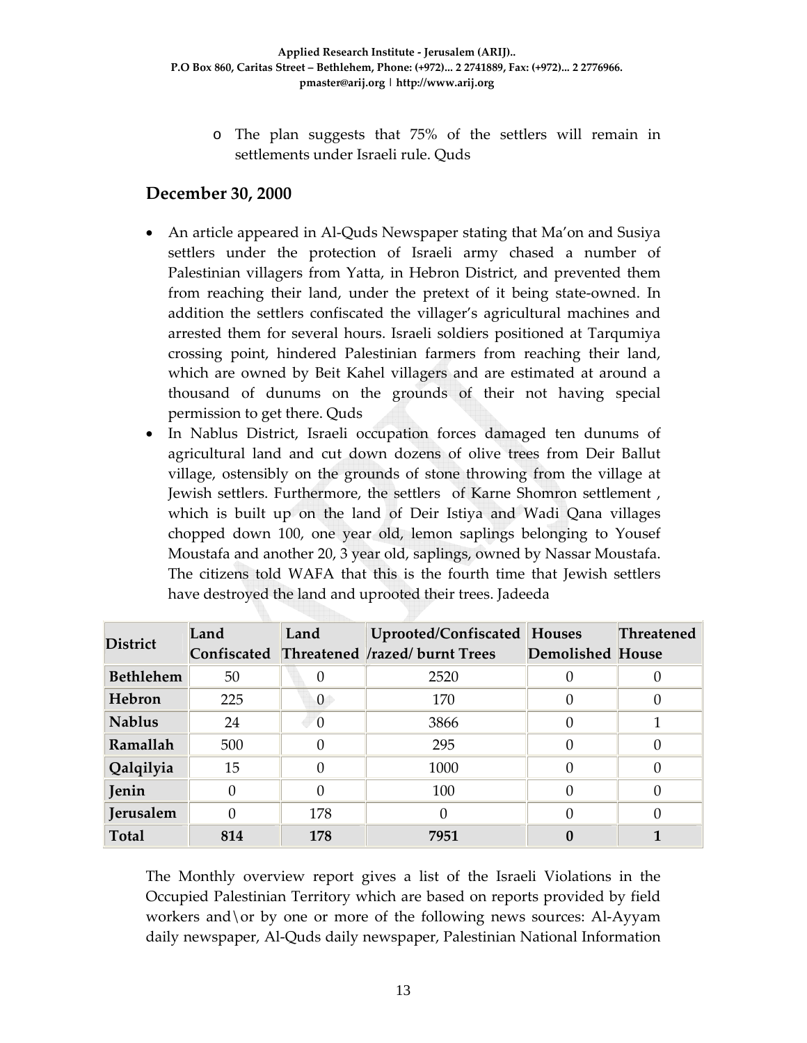- The plan suggests that 75% of the settlers will remain in settlements under Israeli rule. Quds

## December 30, 2000

- An article appeared in Al-Quds Newspaper stating that Ma'on and Susiya settlers under the protection of Israeli army chased a number of Palestinian villagers from Yatta, in Hebron District, and prevented them from reaching their land, under the pretext of it being state-owned. In addition the settlers confiscated the villager's agricultural machines and arrested them for several hours. Israeli soldiers positioned at Tarqumiya crossing point, hindered Palestinian farmers from reaching their land, which are owned by Beit Kahel villagers and are estimated at around a thousand of dunums on the grounds of their not having special permission to get there. Quds
- In Nablus District, Israeli occupation forces damaged ten dunums of agricultural land and cut down dozens of olive trees from Deir Ballut village, ostensibly on the grounds of stone throwing from the village at Jewish settlers. Furthermore, the settlers of Karne Shomron settlement , which is built up on the land of Deir Istiya and Wadi Qana villages chopped down 100, one year old, lemon saplings belonging to Yousef Moustafa and another 20, 3 year old, saplings, owned by Nassar Moustafa. The citizens told WAFA that this is the fourth time that Jewish settlers have destroyed the land and uprooted their trees. Jadeeda

| District | Land Confiscated | Land Threatened | Uprooted/Confiscated /razed/ burnt Trees | Houses Demolished | Threatened House |
|---|---|---|---|---|---|
| **Bethlehem** | 50 | 0 | 2520 | 0 | 0 |
| **Hebron** | 225 | 0 | 170 | 0 | 0 |
| **Nablus** | 24 | 0 | 3866 | 0 | 1 |
| **Ramallah** | 500 | 0 | 295 | 0 | 0 |
| **Qalqilyia** | 15 | 0 | 1000 | 0 | 0 |
| **Jenin** | 0 | 0 | 100 | 0 | 0 |
| **Jerusalem** | 0 | 178 | 0 | 0 | 0 |
| **Total** | **814** | **178** | **7951** | **0** | **1** |

The Monthly overview report gives a list of the Israeli Violations in the Occupied Palestinian Territory which are based on reports provided by field workers and\or by one or more of the following news sources: Al-Ayyam daily newspaper, Al-Quds daily newspaper, Palestinian National Information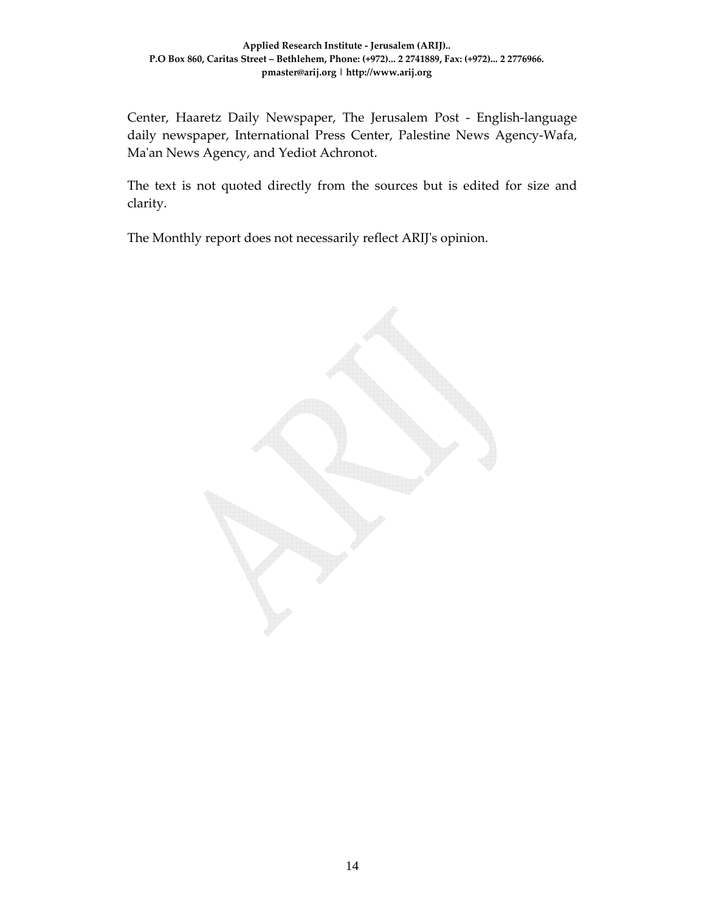Center, Haaretz Daily Newspaper, The Jerusalem Post - English-language daily newspaper, International Press Center, Palestine News Agency-Wafa, Ma'an News Agency, and Yediot Achronot.

The text is not quoted directly from the sources but is edited for size and clarity.

The Monthly report does not necessarily reflect ARIJ's opinion.